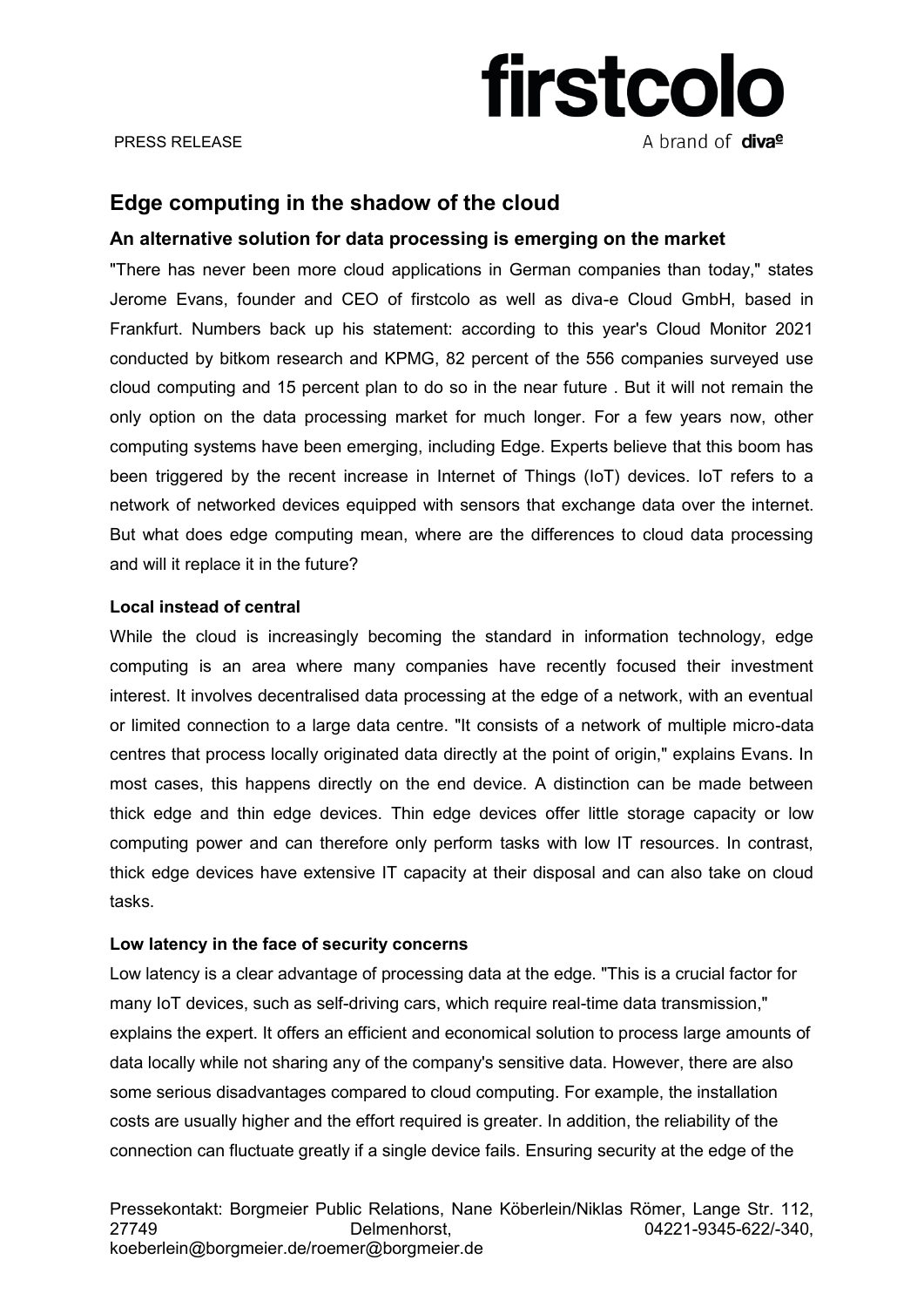PRESS RELEASE

firstcolo
A brand of diva-e

# Edge computing in the shadow of the cloud

## An alternative solution for data processing is emerging on the market

"There has never been more cloud applications in German companies than today," states Jerome Evans, founder and CEO of firstcolo as well as diva-e Cloud GmbH, based in Frankfurt. Numbers back up his statement: according to this year's Cloud Monitor 2021 conducted by bitkom research and KPMG, 82 percent of the 556 companies surveyed use cloud computing and 15 percent plan to do so in the near future . But it will not remain the only option on the data processing market for much longer. For a few years now, other computing systems have been emerging, including Edge. Experts believe that this boom has been triggered by the recent increase in Internet of Things (IoT) devices. IoT refers to a network of networked devices equipped with sensors that exchange data over the internet. But what does edge computing mean, where are the differences to cloud data processing and will it replace it in the future?

**Local instead of central**

While the cloud is increasingly becoming the standard in information technology, edge computing is an area where many companies have recently focused their investment interest. It involves decentralised data processing at the edge of a network, with an eventual or limited connection to a large data centre. "It consists of a network of multiple micro-data centres that process locally originated data directly at the point of origin," explains Evans. In most cases, this happens directly on the end device. A distinction can be made between thick edge and thin edge devices. Thin edge devices offer little storage capacity or low computing power and can therefore only perform tasks with low IT resources. In contrast, thick edge devices have extensive IT capacity at their disposal and can also take on cloud tasks.

**Low latency in the face of security concerns**

Low latency is a clear advantage of processing data at the edge. "This is a crucial factor for many IoT devices, such as self-driving cars, which require real-time data transmission," explains the expert. It offers an efficient and economical solution to process large amounts of data locally while not sharing any of the company's sensitive data. However, there are also some serious disadvantages compared to cloud computing. For example, the installation costs are usually higher and the effort required is greater. In addition, the reliability of the connection can fluctuate greatly if a single device fails. Ensuring security at the edge of the

Pressekontakt: Borgmeier Public Relations, Nane Köberlein/Niklas Römer, Lange Str. 112, 27749 Delmenhorst, 04221-9345-622/-340, koeberlein@borgmeier.de/roemer@borgmeier.de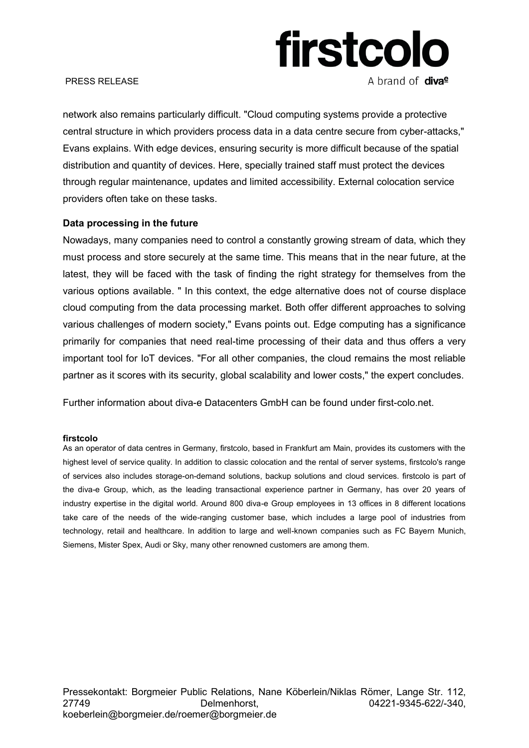network also remains particularly difficult. "Cloud computing systems provide a protective central structure in which providers process data in a data centre secure from cyber-attacks," Evans explains. With edge devices, ensuring security is more difficult because of the spatial distribution and quantity of devices. Here, specially trained staff must protect the devices through regular maintenance, updates and limited accessibility. External colocation service providers often take on these tasks.

**Data processing in the future**

Nowadays, many companies need to control a constantly growing stream of data, which they must process and store securely at the same time. This means that in the near future, at the latest, they will be faced with the task of finding the right strategy for themselves from the various options available. " In this context, the edge alternative does not of course displace cloud computing from the data processing market. Both offer different approaches to solving various challenges of modern society," Evans points out. Edge computing has a significance primarily for companies that need real-time processing of their data and thus offers a very important tool for IoT devices. "For all other companies, the cloud remains the most reliable partner as it scores with its security, global scalability and lower costs," the expert concludes.

Further information about diva-e Datacenters GmbH can be found under first-colo.net.

**firstcolo**

As an operator of data centres in Germany, firstcolo, based in Frankfurt am Main, provides its customers with the highest level of service quality. In addition to classic colocation and the rental of server systems, firstcolo's range of services also includes storage-on-demand solutions, backup solutions and cloud services. firstcolo is part of the diva-e Group, which, as the leading transactional experience partner in Germany, has over 20 years of industry expertise in the digital world. Around 800 diva-e Group employees in 13 offices in 8 different locations take care of the needs of the wide-ranging customer base, which includes a large pool of industries from technology, retail and healthcare. In addition to large and well-known companies such as FC Bayern Munich, Siemens, Mister Spex, Audi or Sky, many other renowned customers are among them.

Pressekontakt: Borgmeier Public Relations, Nane Köberlein/Niklas Römer, Lange Str. 112, 27749 Delmenhorst, 04221-9345-622/-340, koeberlein@borgmeier.de/roemer@borgmeier.de